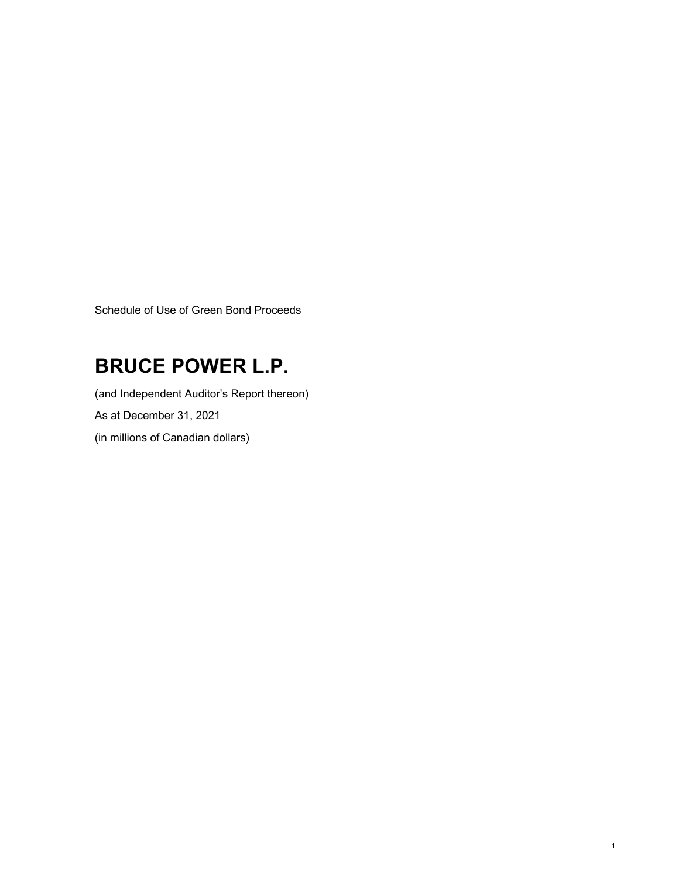Schedule of Use of Green Bond Proceeds

# BRUCE POWER L.P.

(and Independent Auditor's Report thereon)

As at December 31, 2021

(in millions of Canadian dollars)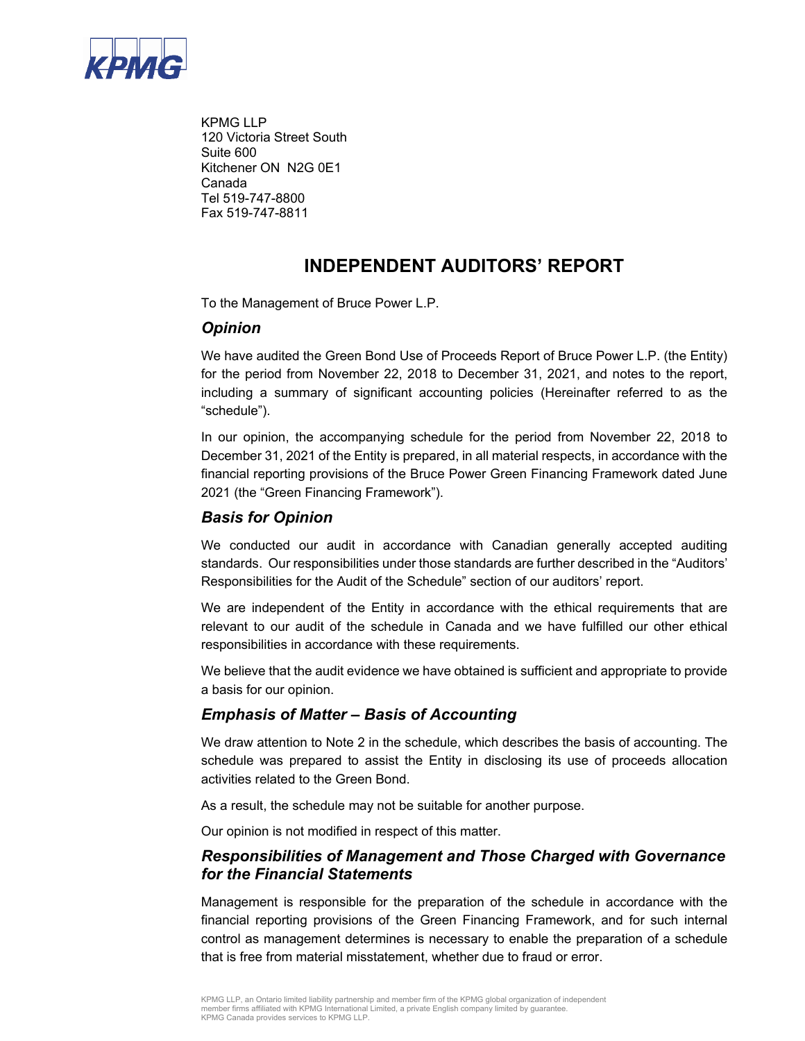KPMG

KPMG LLP
120 Victoria Street South
Suite 600
Kitchener ON N2G 0E1
Canada
Tel 519-747-8800
Fax 519-747-8811

# INDEPENDENT AUDITORS' REPORT

To the Management of Bruce Power L.P.

## *Opinion*

We have audited the Green Bond Use of Proceeds Report of Bruce Power L.P. (the Entity) for the period from November 22, 2018 to December 31, 2021, and notes to the report, including a summary of significant accounting policies (Hereinafter referred to as the "schedule").

In our opinion, the accompanying schedule for the period from November 22, 2018 to December 31, 2021 of the Entity is prepared, in all material respects, in accordance with the financial reporting provisions of the Bruce Power Green Financing Framework dated June 2021 (the "Green Financing Framework").

## *Basis for Opinion*

We conducted our audit in accordance with Canadian generally accepted auditing standards. Our responsibilities under those standards are further described in the "Auditors' Responsibilities for the Audit of the Schedule" section of our auditors' report.

We are independent of the Entity in accordance with the ethical requirements that are relevant to our audit of the schedule in Canada and we have fulfilled our other ethical responsibilities in accordance with these requirements.

We believe that the audit evidence we have obtained is sufficient and appropriate to provide a basis for our opinion.

## *Emphasis of Matter – Basis of Accounting*

We draw attention to Note 2 in the schedule, which describes the basis of accounting. The schedule was prepared to assist the Entity in disclosing its use of proceeds allocation activities related to the Green Bond.

As a result, the schedule may not be suitable for another purpose.

Our opinion is not modified in respect of this matter.

## *Responsibilities of Management and Those Charged with Governance for the Financial Statements*

Management is responsible for the preparation of the schedule in accordance with the financial reporting provisions of the Green Financing Framework, and for such internal control as management determines is necessary to enable the preparation of a schedule that is free from material misstatement, whether due to fraud or error.

KPMG LLP, an Ontario limited liability partnership and member firm of the KPMG global organization of independent member firms affiliated with KPMG International Limited, a private English company limited by guarantee. KPMG Canada provides services to KPMG LLP.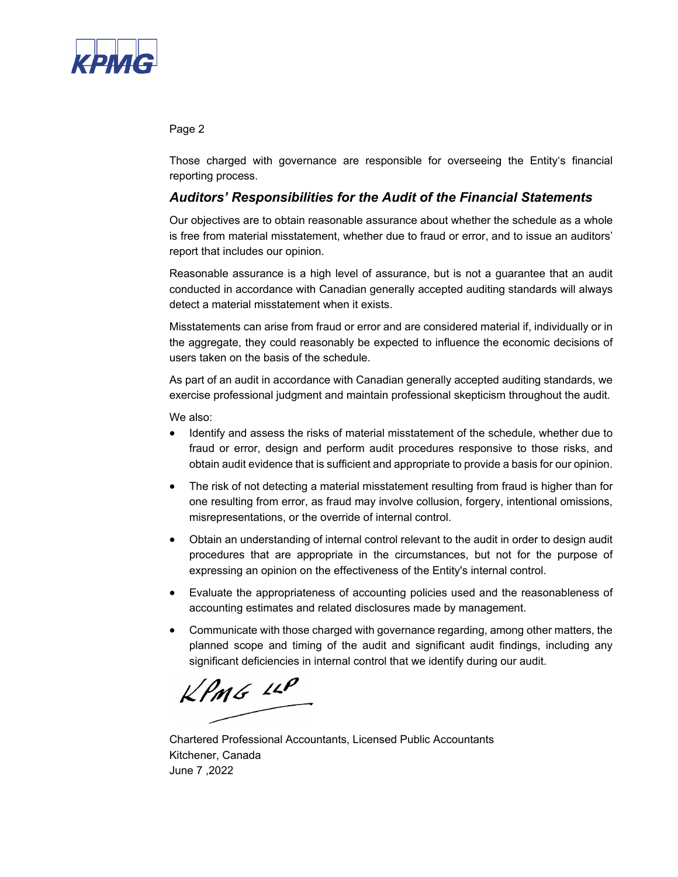Those charged with governance are responsible for overseeing the Entity's financial reporting process.

### *Auditors' Responsibilities for the Audit of the Financial Statements*

Our objectives are to obtain reasonable assurance about whether the schedule as a whole is free from material misstatement, whether due to fraud or error, and to issue an auditors' report that includes our opinion.

Reasonable assurance is a high level of assurance, but is not a guarantee that an audit conducted in accordance with Canadian generally accepted auditing standards will always detect a material misstatement when it exists.

Misstatements can arise from fraud or error and are considered material if, individually or in the aggregate, they could reasonably be expected to influence the economic decisions of users taken on the basis of the schedule.

As part of an audit in accordance with Canadian generally accepted auditing standards, we exercise professional judgment and maintain professional skepticism throughout the audit.

We also:

- Identify and assess the risks of material misstatement of the schedule, whether due to fraud or error, design and perform audit procedures responsive to those risks, and obtain audit evidence that is sufficient and appropriate to provide a basis for our opinion.
- The risk of not detecting a material misstatement resulting from fraud is higher than for one resulting from error, as fraud may involve collusion, forgery, intentional omissions, misrepresentations, or the override of internal control.
- Obtain an understanding of internal control relevant to the audit in order to design audit procedures that are appropriate in the circumstances, but not for the purpose of expressing an opinion on the effectiveness of the Entity's internal control.
- Evaluate the appropriateness of accounting policies used and the reasonableness of accounting estimates and related disclosures made by management.
- Communicate with those charged with governance regarding, among other matters, the planned scope and timing of the audit and significant audit findings, including any significant deficiencies in internal control that we identify during our audit.

KPMG LLP

Chartered Professional Accountants, Licensed Public Accountants
Kitchener, Canada
June 7 ,2022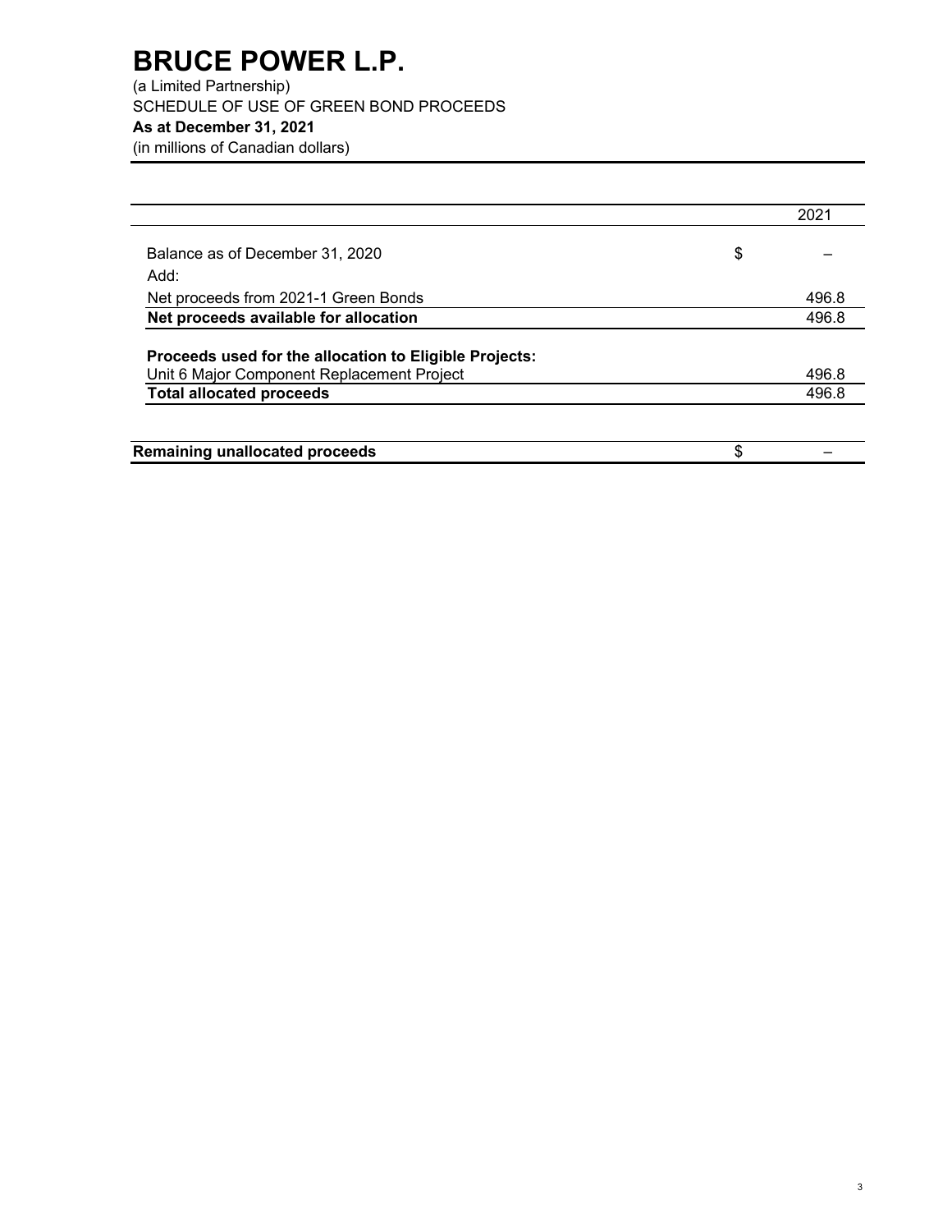# BRUCE POWER L.P.

(a Limited Partnership)
SCHEDULE OF USE OF GREEN BOND PROCEEDS
**As at December 31, 2021**
(in millions of Canadian dollars)

| | | 2021 |
|---|---|---|
| Balance as of December 31, 2020 | $ | – |
| Add: | | |
| Net proceeds from 2021-1 Green Bonds | | 496.8 |
| **Net proceeds available for allocation** | | 496.8 |
| **Proceeds used for the allocation to Eligible Projects:** | | |
| Unit 6 Major Component Replacement Project | | 496.8 |
| **Total allocated proceeds** | | 496.8 |
| **Remaining unallocated proceeds** | $ | – |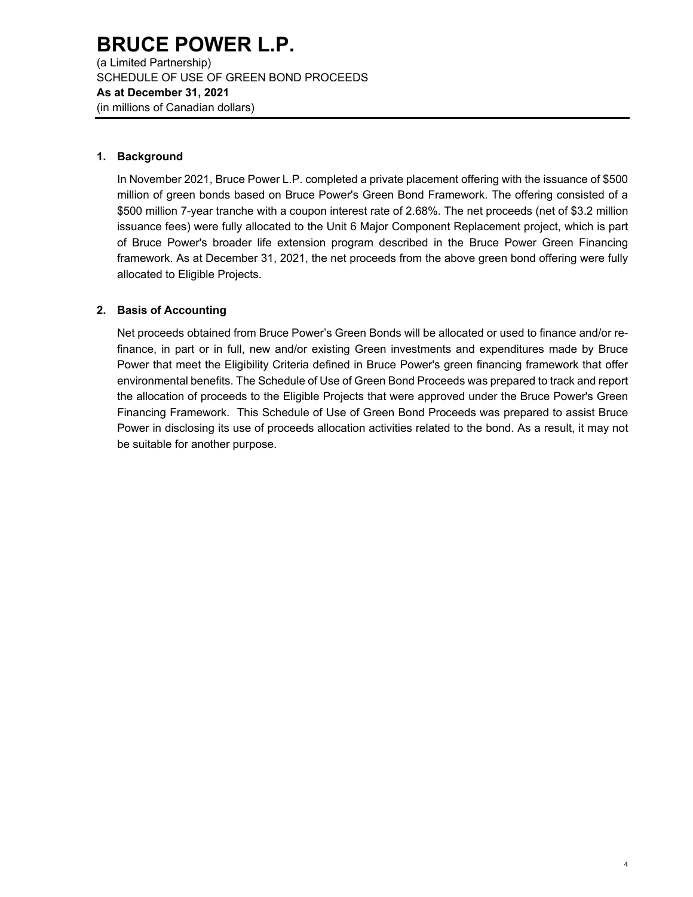# BRUCE POWER L.P.

(a Limited Partnership)
SCHEDULE OF USE OF GREEN BOND PROCEEDS
**As at December 31, 2021**
(in millions of Canadian dollars)

## 1. Background

In November 2021, Bruce Power L.P. completed a private placement offering with the issuance of $500 million of green bonds based on Bruce Power's Green Bond Framework. The offering consisted of a $500 million 7-year tranche with a coupon interest rate of 2.68%. The net proceeds (net of $3.2 million issuance fees) were fully allocated to the Unit 6 Major Component Replacement project, which is part of Bruce Power's broader life extension program described in the Bruce Power Green Financing framework. As at December 31, 2021, the net proceeds from the above green bond offering were fully allocated to Eligible Projects.

## 2. Basis of Accounting

Net proceeds obtained from Bruce Power's Green Bonds will be allocated or used to finance and/or re-finance, in part or in full, new and/or existing Green investments and expenditures made by Bruce Power that meet the Eligibility Criteria defined in Bruce Power's green financing framework that offer environmental benefits. The Schedule of Use of Green Bond Proceeds was prepared to track and report the allocation of proceeds to the Eligible Projects that were approved under the Bruce Power's Green Financing Framework. This Schedule of Use of Green Bond Proceeds was prepared to assist Bruce Power in disclosing its use of proceeds allocation activities related to the bond. As a result, it may not be suitable for another purpose.